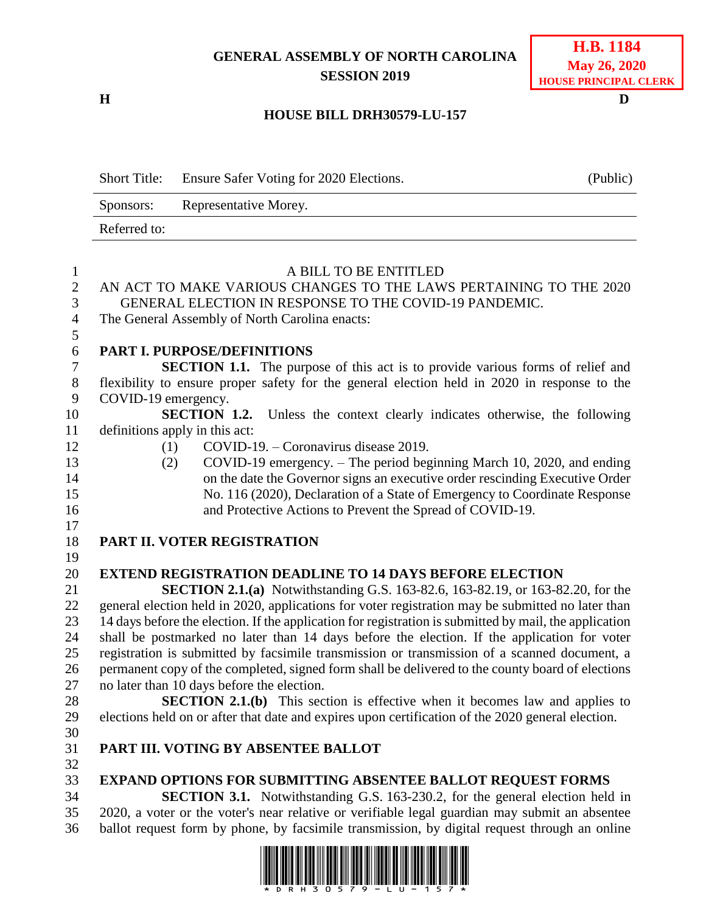**GENERAL ASSEMBLY OF NORTH CAROLINA**
**SESSION 2019**

**H.B. 1184**
**May 26, 2020**
**HOUSE PRINCIPAL CLERK**

**H** **D**

**HOUSE BILL DRH30579-LU-157**

| Short Title: | Ensure Safer Voting for 2020 Elections. | (Public) |
|---|---|---|
| Sponsors: | Representative Morey. | |
| Referred to: | | |

A BILL TO BE ENTITLED

AN ACT TO MAKE VARIOUS CHANGES TO THE LAWS PERTAINING TO THE 2020 GENERAL ELECTION IN RESPONSE TO THE COVID-19 PANDEMIC.

The General Assembly of North Carolina enacts:

**PART I. PURPOSE/DEFINITIONS**

**SECTION 1.1.** The purpose of this act is to provide various forms of relief and flexibility to ensure proper safety for the general election held in 2020 in response to the COVID-19 emergency.

**SECTION 1.2.** Unless the context clearly indicates otherwise, the following definitions apply in this act:

(1) COVID-19. – Coronavirus disease 2019.

(2) COVID-19 emergency. – The period beginning March 10, 2020, and ending on the date the Governor signs an executive order rescinding Executive Order No. 116 (2020), Declaration of a State of Emergency to Coordinate Response and Protective Actions to Prevent the Spread of COVID-19.

**PART II. VOTER REGISTRATION**

**EXTEND REGISTRATION DEADLINE TO 14 DAYS BEFORE ELECTION**

**SECTION 2.1.(a)** Notwithstanding G.S. 163-82.6, 163-82.19, or 163-82.20, for the general election held in 2020, applications for voter registration may be submitted no later than 14 days before the election. If the application for registration is submitted by mail, the application shall be postmarked no later than 14 days before the election. If the application for voter registration is submitted by facsimile transmission or transmission of a scanned document, a permanent copy of the completed, signed form shall be delivered to the county board of elections no later than 10 days before the election.

**SECTION 2.1.(b)** This section is effective when it becomes law and applies to elections held on or after that date and expires upon certification of the 2020 general election.

**PART III. VOTING BY ABSENTEE BALLOT**

**EXPAND OPTIONS FOR SUBMITTING ABSENTEE BALLOT REQUEST FORMS**

**SECTION 3.1.** Notwithstanding G.S. 163-230.2, for the general election held in 2020, a voter or the voter's near relative or verifiable legal guardian may submit an absentee ballot request form by phone, by facsimile transmission, by digital request through an online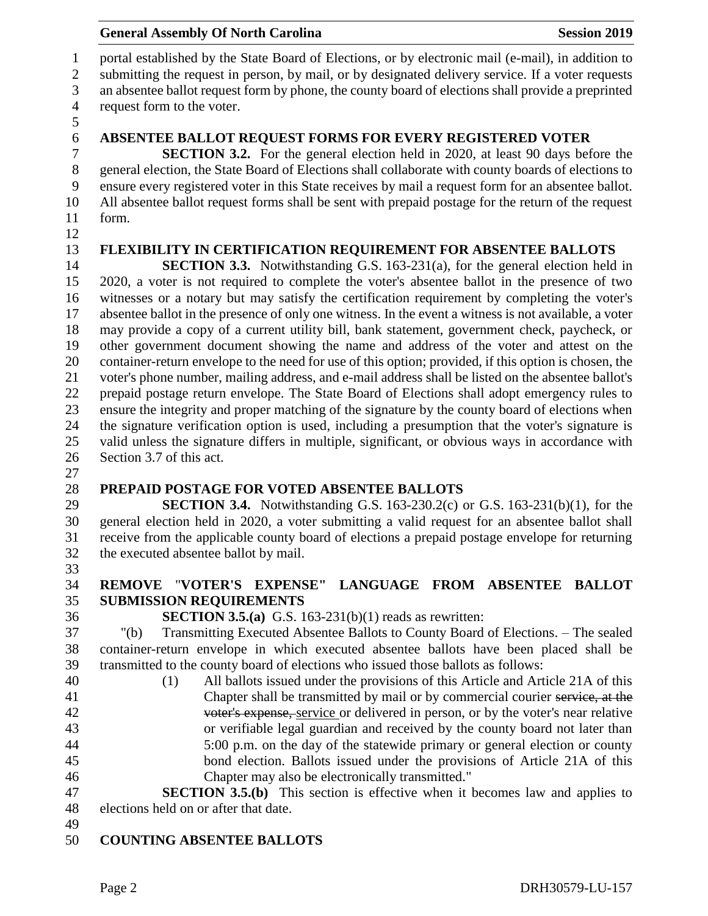portal established by the State Board of Elections, or by electronic mail (e-mail), in addition to submitting the request in person, by mail, or by designated delivery service. If a voter requests an absentee ballot request form by phone, the county board of elections shall provide a preprinted request form to the voter.

## ABSENTEE BALLOT REQUEST FORMS FOR EVERY REGISTERED VOTER

**SECTION 3.2.** For the general election held in 2020, at least 90 days before the general election, the State Board of Elections shall collaborate with county boards of elections to ensure every registered voter in this State receives by mail a request form for an absentee ballot. All absentee ballot request forms shall be sent with prepaid postage for the return of the request form.

## FLEXIBILITY IN CERTIFICATION REQUIREMENT FOR ABSENTEE BALLOTS

**SECTION 3.3.** Notwithstanding G.S. 163-231(a), for the general election held in 2020, a voter is not required to complete the voter's absentee ballot in the presence of two witnesses or a notary but may satisfy the certification requirement by completing the voter's absentee ballot in the presence of only one witness. In the event a witness is not available, a voter may provide a copy of a current utility bill, bank statement, government check, paycheck, or other government document showing the name and address of the voter and attest on the container-return envelope to the need for use of this option; provided, if this option is chosen, the voter's phone number, mailing address, and e-mail address shall be listed on the absentee ballot's prepaid postage return envelope. The State Board of Elections shall adopt emergency rules to ensure the integrity and proper matching of the signature by the county board of elections when the signature verification option is used, including a presumption that the voter's signature is valid unless the signature differs in multiple, significant, or obvious ways in accordance with Section 3.7 of this act.

## PREPAID POSTAGE FOR VOTED ABSENTEE BALLOTS

**SECTION 3.4.** Notwithstanding G.S. 163-230.2(c) or G.S. 163-231(b)(1), for the general election held in 2020, a voter submitting a valid request for an absentee ballot shall receive from the applicable county board of elections a prepaid postage envelope for returning the executed absentee ballot by mail.

## REMOVE "VOTER'S EXPENSE" LANGUAGE FROM ABSENTEE BALLOT SUBMISSION REQUIREMENTS

**SECTION 3.5.(a)** G.S. 163-231(b)(1) reads as rewritten:

"(b) Transmitting Executed Absentee Ballots to County Board of Elections. – The sealed container-return envelope in which executed absentee ballots have been placed shall be transmitted to the county board of elections who issued those ballots as follows:

(1) All ballots issued under the provisions of this Article and Article 21A of this Chapter shall be transmitted by mail or by commercial courier ~~service, at the voter's expense,~~ service or delivered in person, or by the voter's near relative or verifiable legal guardian and received by the county board not later than 5:00 p.m. on the day of the statewide primary or general election or county bond election. Ballots issued under the provisions of Article 21A of this Chapter may also be electronically transmitted."

**SECTION 3.5.(b)** This section is effective when it becomes law and applies to elections held on or after that date.

## COUNTING ABSENTEE BALLOTS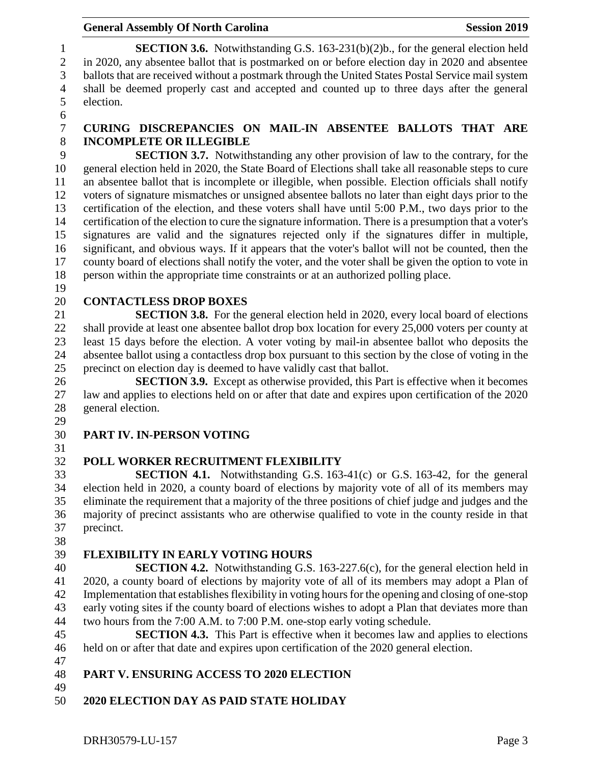**SECTION 3.6.** Notwithstanding G.S. 163-231(b)(2)b., for the general election held in 2020, any absentee ballot that is postmarked on or before election day in 2020 and absentee ballots that are received without a postmark through the United States Postal Service mail system shall be deemed properly cast and accepted and counted up to three days after the general election.

**CURING DISCREPANCIES ON MAIL-IN ABSENTEE BALLOTS THAT ARE INCOMPLETE OR ILLEGIBLE**

**SECTION 3.7.** Notwithstanding any other provision of law to the contrary, for the general election held in 2020, the State Board of Elections shall take all reasonable steps to cure an absentee ballot that is incomplete or illegible, when possible. Election officials shall notify voters of signature mismatches or unsigned absentee ballots no later than eight days prior to the certification of the election, and these voters shall have until 5:00 P.M., two days prior to the certification of the election to cure the signature information. There is a presumption that a voter's signatures are valid and the signatures rejected only if the signatures differ in multiple, significant, and obvious ways. If it appears that the voter's ballot will not be counted, then the county board of elections shall notify the voter, and the voter shall be given the option to vote in person within the appropriate time constraints or at an authorized polling place.

**CONTACTLESS DROP BOXES**

**SECTION 3.8.** For the general election held in 2020, every local board of elections shall provide at least one absentee ballot drop box location for every 25,000 voters per county at least 15 days before the election. A voter voting by mail-in absentee ballot who deposits the absentee ballot using a contactless drop box pursuant to this section by the close of voting in the precinct on election day is deemed to have validly cast that ballot.

**SECTION 3.9.** Except as otherwise provided, this Part is effective when it becomes law and applies to elections held on or after that date and expires upon certification of the 2020 general election.

**PART IV. IN-PERSON VOTING**

**POLL WORKER RECRUITMENT FLEXIBILITY**

**SECTION 4.1.** Notwithstanding G.S. 163-41(c) or G.S. 163-42, for the general election held in 2020, a county board of elections by majority vote of all of its members may eliminate the requirement that a majority of the three positions of chief judge and judges and the majority of precinct assistants who are otherwise qualified to vote in the county reside in that precinct.

**FLEXIBILITY IN EARLY VOTING HOURS**

**SECTION 4.2.** Notwithstanding G.S. 163-227.6(c), for the general election held in 2020, a county board of elections by majority vote of all of its members may adopt a Plan of Implementation that establishes flexibility in voting hours for the opening and closing of one-stop early voting sites if the county board of elections wishes to adopt a Plan that deviates more than two hours from the 7:00 A.M. to 7:00 P.M. one-stop early voting schedule.

**SECTION 4.3.** This Part is effective when it becomes law and applies to elections held on or after that date and expires upon certification of the 2020 general election.

**PART V. ENSURING ACCESS TO 2020 ELECTION**

**2020 ELECTION DAY AS PAID STATE HOLIDAY**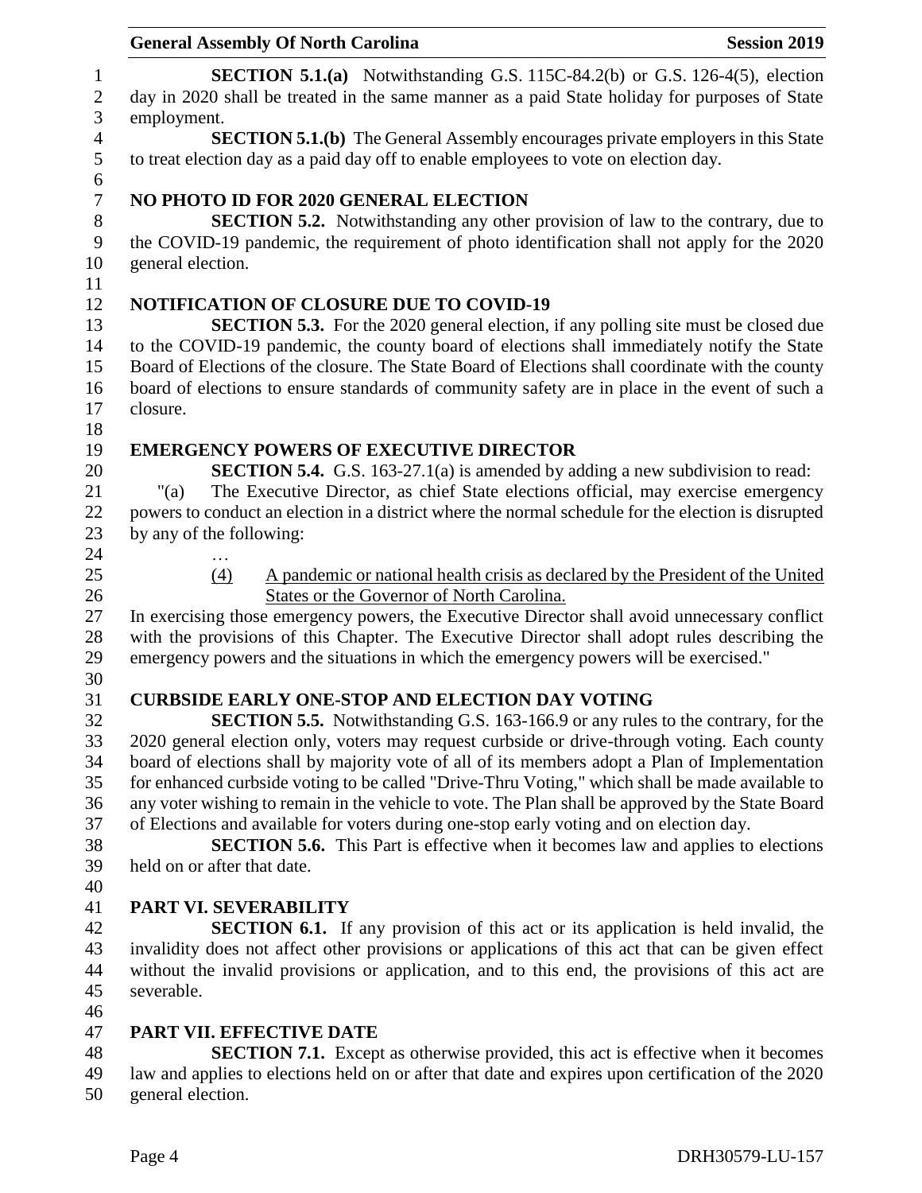**SECTION 5.1.(a)** Notwithstanding G.S. 115C-84.2(b) or G.S. 126-4(5), election day in 2020 shall be treated in the same manner as a paid State holiday for purposes of State employment.

**SECTION 5.1.(b)** The General Assembly encourages private employers in this State to treat election day as a paid day off to enable employees to vote on election day.

**NO PHOTO ID FOR 2020 GENERAL ELECTION**

**SECTION 5.2.** Notwithstanding any other provision of law to the contrary, due to the COVID-19 pandemic, the requirement of photo identification shall not apply for the 2020 general election.

**NOTIFICATION OF CLOSURE DUE TO COVID-19**

**SECTION 5.3.** For the 2020 general election, if any polling site must be closed due to the COVID-19 pandemic, the county board of elections shall immediately notify the State Board of Elections of the closure. The State Board of Elections shall coordinate with the county board of elections to ensure standards of community safety are in place in the event of such a closure.

**EMERGENCY POWERS OF EXECUTIVE DIRECTOR**

**SECTION 5.4.** G.S. 163-27.1(a) is amended by adding a new subdivision to read:

"(a) The Executive Director, as chief State elections official, may exercise emergency powers to conduct an election in a district where the normal schedule for the election is disrupted by any of the following:

…

(4) A pandemic or national health crisis as declared by the President of the United States or the Governor of North Carolina.

In exercising those emergency powers, the Executive Director shall avoid unnecessary conflict with the provisions of this Chapter. The Executive Director shall adopt rules describing the emergency powers and the situations in which the emergency powers will be exercised."

**CURBSIDE EARLY ONE-STOP AND ELECTION DAY VOTING**

**SECTION 5.5.** Notwithstanding G.S. 163-166.9 or any rules to the contrary, for the 2020 general election only, voters may request curbside or drive-through voting. Each county board of elections shall by majority vote of all of its members adopt a Plan of Implementation for enhanced curbside voting to be called "Drive-Thru Voting," which shall be made available to any voter wishing to remain in the vehicle to vote. The Plan shall be approved by the State Board of Elections and available for voters during one-stop early voting and on election day.

**SECTION 5.6.** This Part is effective when it becomes law and applies to elections held on or after that date.

**PART VI. SEVERABILITY**

**SECTION 6.1.** If any provision of this act or its application is held invalid, the invalidity does not affect other provisions or applications of this act that can be given effect without the invalid provisions or application, and to this end, the provisions of this act are severable.

**PART VII. EFFECTIVE DATE**

**SECTION 7.1.** Except as otherwise provided, this act is effective when it becomes law and applies to elections held on or after that date and expires upon certification of the 2020 general election.